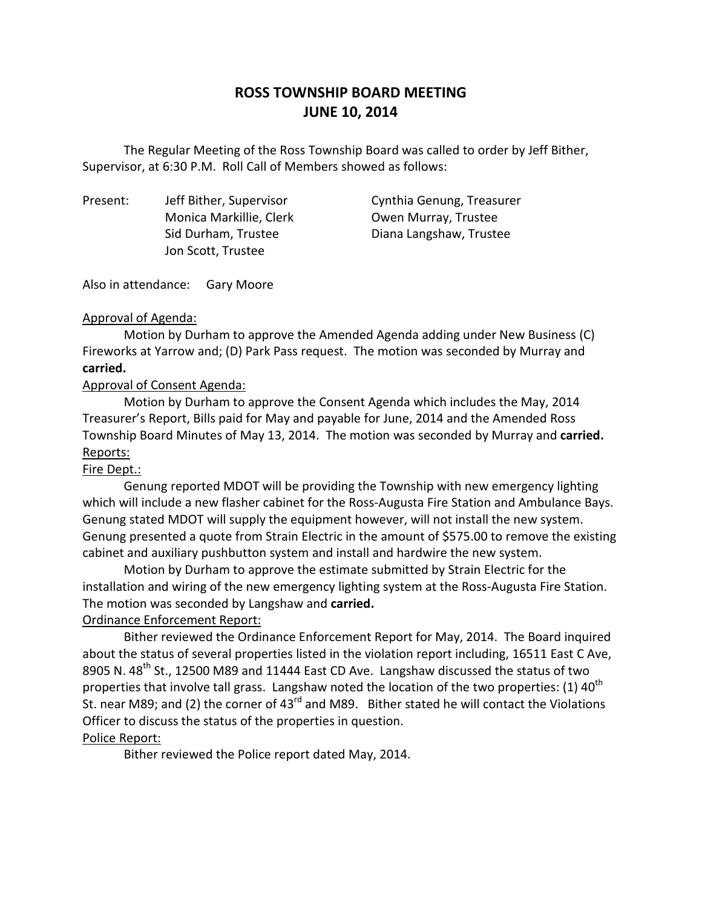# ROSS TOWNSHIP BOARD MEETING
# JUNE 10, 2014

The Regular Meeting of the Ross Township Board was called to order by Jeff Bither, Supervisor, at 6:30 P.M. Roll Call of Members showed as follows:

Present:
- Jeff Bither, Supervisor
- Monica Markillie, Clerk
- Sid Durham, Trustee
- Jon Scott, Trustee
- Cynthia Genung, Treasurer
- Owen Murray, Trustee
- Diana Langshaw, Trustee

Also in attendance: Gary Moore

Approval of Agenda:

Motion by Durham to approve the Amended Agenda adding under New Business (C) Fireworks at Yarrow and; (D) Park Pass request. The motion was seconded by Murray and **carried.**

Approval of Consent Agenda:

Motion by Durham to approve the Consent Agenda which includes the May, 2014 Treasurer's Report, Bills paid for May and payable for June, 2014 and the Amended Ross Township Board Minutes of May 13, 2014. The motion was seconded by Murray and **carried.**

Reports:

Fire Dept.:

Genung reported MDOT will be providing the Township with new emergency lighting which will include a new flasher cabinet for the Ross-Augusta Fire Station and Ambulance Bays. Genung stated MDOT will supply the equipment however, will not install the new system. Genung presented a quote from Strain Electric in the amount of $575.00 to remove the existing cabinet and auxiliary pushbutton system and install and hardwire the new system.

Motion by Durham to approve the estimate submitted by Strain Electric for the installation and wiring of the new emergency lighting system at the Ross-Augusta Fire Station. The motion was seconded by Langshaw and **carried.**

Ordinance Enforcement Report:

Bither reviewed the Ordinance Enforcement Report for May, 2014. The Board inquired about the status of several properties listed in the violation report including, 16511 East C Ave, 8905 N. 48th St., 12500 M89 and 11444 East CD Ave. Langshaw discussed the status of two properties that involve tall grass. Langshaw noted the location of the two properties: (1) 40th St. near M89; and (2) the corner of 43rd and M89. Bither stated he will contact the Violations Officer to discuss the status of the properties in question.

Police Report:

Bither reviewed the Police report dated May, 2014.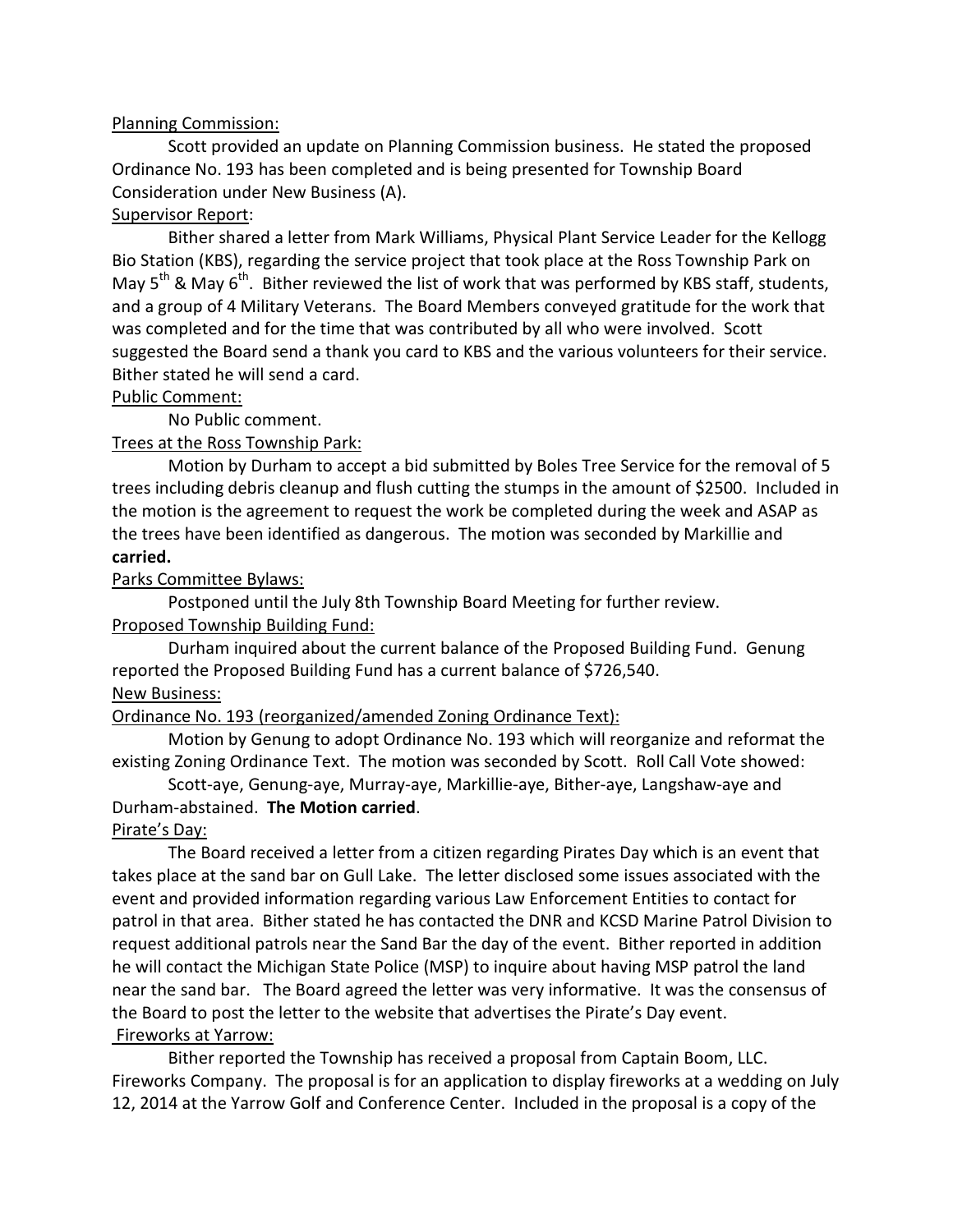Planning Commission:

Scott provided an update on Planning Commission business. He stated the proposed Ordinance No. 193 has been completed and is being presented for Township Board Consideration under New Business (A).

Supervisor Report:

Bither shared a letter from Mark Williams, Physical Plant Service Leader for the Kellogg Bio Station (KBS), regarding the service project that took place at the Ross Township Park on May 5th & May 6th. Bither reviewed the list of work that was performed by KBS staff, students, and a group of 4 Military Veterans. The Board Members conveyed gratitude for the work that was completed and for the time that was contributed by all who were involved. Scott suggested the Board send a thank you card to KBS and the various volunteers for their service. Bither stated he will send a card.

Public Comment:

No Public comment.

Trees at the Ross Township Park:

Motion by Durham to accept a bid submitted by Boles Tree Service for the removal of 5 trees including debris cleanup and flush cutting the stumps in the amount of $2500. Included in the motion is the agreement to request the work be completed during the week and ASAP as the trees have been identified as dangerous. The motion was seconded by Markillie and **carried.**

Parks Committee Bylaws:

Postponed until the July 8th Township Board Meeting for further review.

Proposed Township Building Fund:

Durham inquired about the current balance of the Proposed Building Fund. Genung reported the Proposed Building Fund has a current balance of $726,540.

New Business:

Ordinance No. 193 (reorganized/amended Zoning Ordinance Text):

Motion by Genung to adopt Ordinance No. 193 which will reorganize and reformat the existing Zoning Ordinance Text. The motion was seconded by Scott. Roll Call Vote showed:

Scott-aye, Genung-aye, Murray-aye, Markillie-aye, Bither-aye, Langshaw-aye and Durham-abstained. **The Motion carried**.

Pirate's Day:

The Board received a letter from a citizen regarding Pirates Day which is an event that takes place at the sand bar on Gull Lake. The letter disclosed some issues associated with the event and provided information regarding various Law Enforcement Entities to contact for patrol in that area. Bither stated he has contacted the DNR and KCSD Marine Patrol Division to request additional patrols near the Sand Bar the day of the event. Bither reported in addition he will contact the Michigan State Police (MSP) to inquire about having MSP patrol the land near the sand bar. The Board agreed the letter was very informative. It was the consensus of the Board to post the letter to the website that advertises the Pirate's Day event.

Fireworks at Yarrow:

Bither reported the Township has received a proposal from Captain Boom, LLC. Fireworks Company. The proposal is for an application to display fireworks at a wedding on July 12, 2014 at the Yarrow Golf and Conference Center. Included in the proposal is a copy of the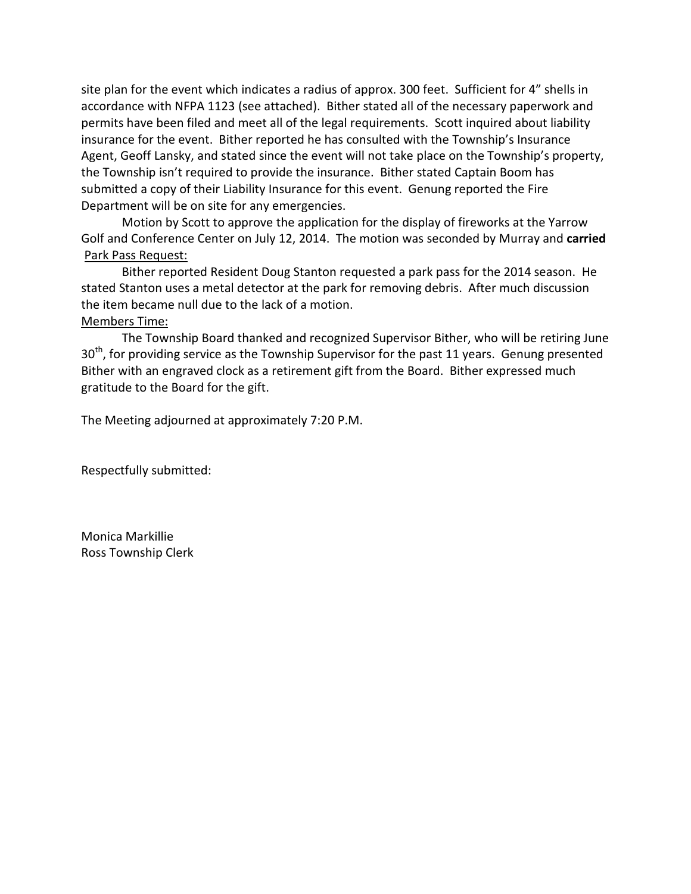site plan for the event which indicates a radius of approx. 300 feet. Sufficient for 4" shells in accordance with NFPA 1123 (see attached). Bither stated all of the necessary paperwork and permits have been filed and meet all of the legal requirements. Scott inquired about liability insurance for the event. Bither reported he has consulted with the Township's Insurance Agent, Geoff Lansky, and stated since the event will not take place on the Township's property, the Township isn't required to provide the insurance. Bither stated Captain Boom has submitted a copy of their Liability Insurance for this event. Genung reported the Fire Department will be on site for any emergencies.

Motion by Scott to approve the application for the display of fireworks at the Yarrow Golf and Conference Center on July 12, 2014. The motion was seconded by Murray and **carried**

Park Pass Request:

Bither reported Resident Doug Stanton requested a park pass for the 2014 season. He stated Stanton uses a metal detector at the park for removing debris. After much discussion the item became null due to the lack of a motion.

Members Time:

The Township Board thanked and recognized Supervisor Bither, who will be retiring June 30th, for providing service as the Township Supervisor for the past 11 years. Genung presented Bither with an engraved clock as a retirement gift from the Board. Bither expressed much gratitude to the Board for the gift.

The Meeting adjourned at approximately 7:20 P.M.

Respectfully submitted:

Monica Markillie
Ross Township Clerk